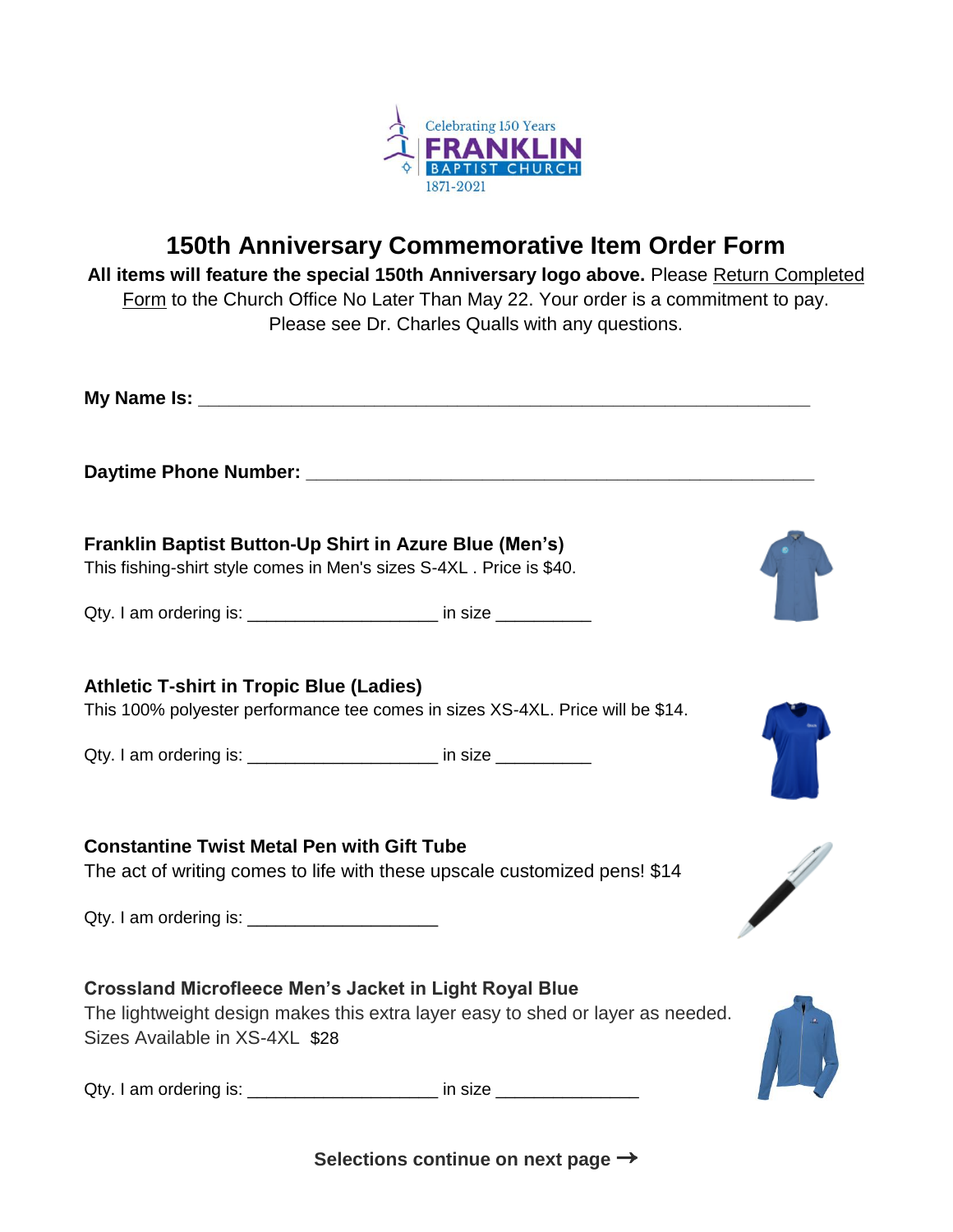Celebrating 150 Years
FRANKLIN
BAPTIST CHURCH
1871-2021

# 150th Anniversary Commemorative Item Order Form

**All items will feature the special 150th Anniversary logo above.** Please Return Completed Form to the Church Office No Later Than May 22. Your order is a commitment to pay. Please see Dr. Charles Qualls with any questions.

**My Name Is:** ____________________________________________________________

**Daytime Phone Number:** ___________________________________________________

**Franklin Baptist Button-Up Shirt in Azure Blue (Men's)**
This fishing-shirt style comes in Men's sizes S-4XL . Price is $40.

Qty. I am ordering is: ____________________ in size __________

**Athletic T-shirt in Tropic Blue (Ladies)**
This 100% polyester performance tee comes in sizes XS-4XL. Price will be $14.

Qty. I am ordering is: ____________________ in size __________

**Constantine Twist Metal Pen with Gift Tube**
The act of writing comes to life with these upscale customized pens! $14

Qty. I am ordering is: ____________________

**Crossland Microfleece Men's Jacket in Light Royal Blue**
The lightweight design makes this extra layer easy to shed or layer as needed. Sizes Available in XS-4XL $28

Qty. I am ordering is: ____________________ in size _______________

**Selections continue on next page →**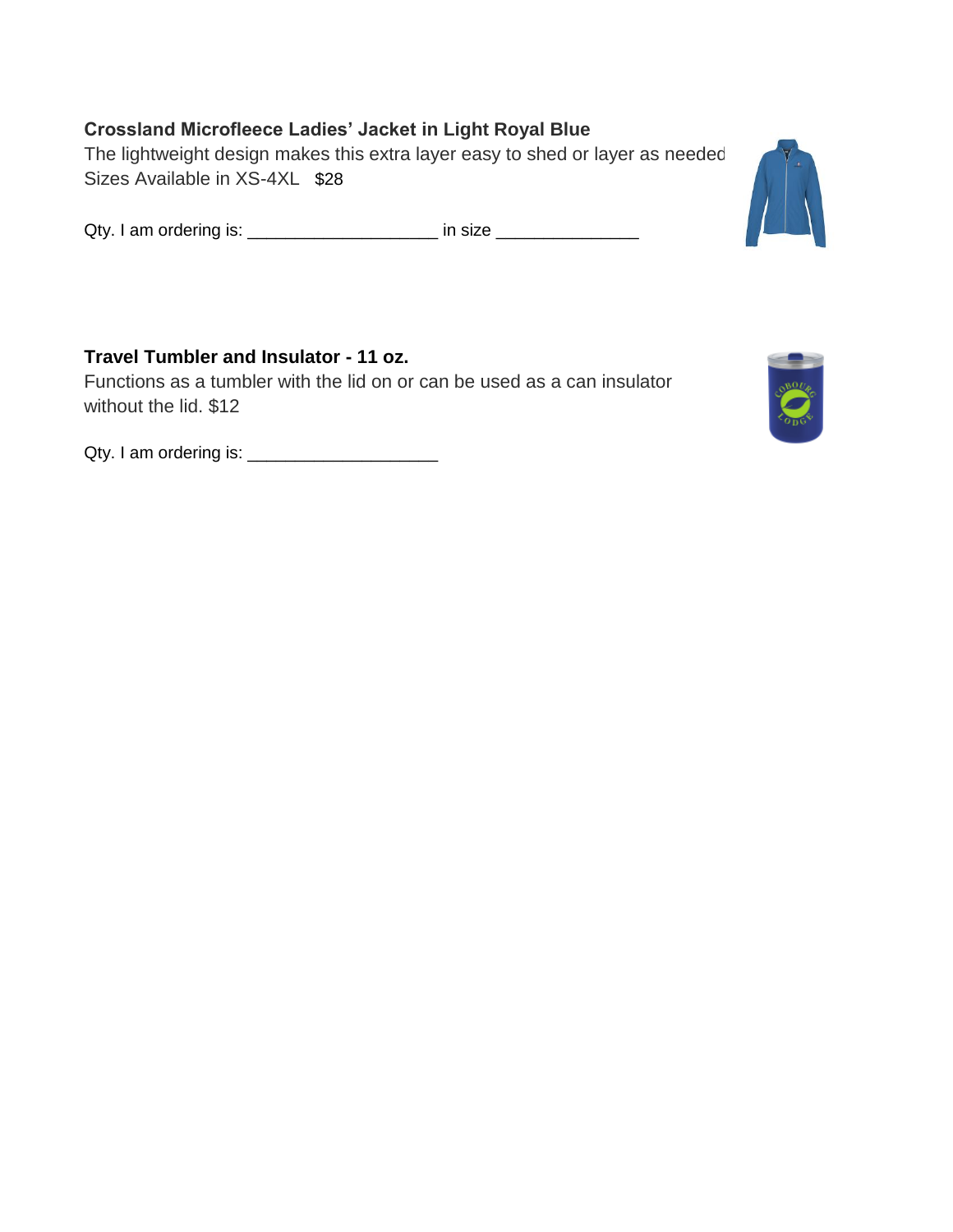**Crossland Microfleece Ladies' Jacket in Light Royal Blue**

The lightweight design makes this extra layer easy to shed or layer as needed
Sizes Available in XS-4XL $28

Qty. I am ordering is: ___________________ in size ______________

**Travel Tumbler and Insulator - 11 oz.**

Functions as a tumbler with the lid on or can be used as a can insulator without the lid. $12

Qty. I am ordering is: ___________________